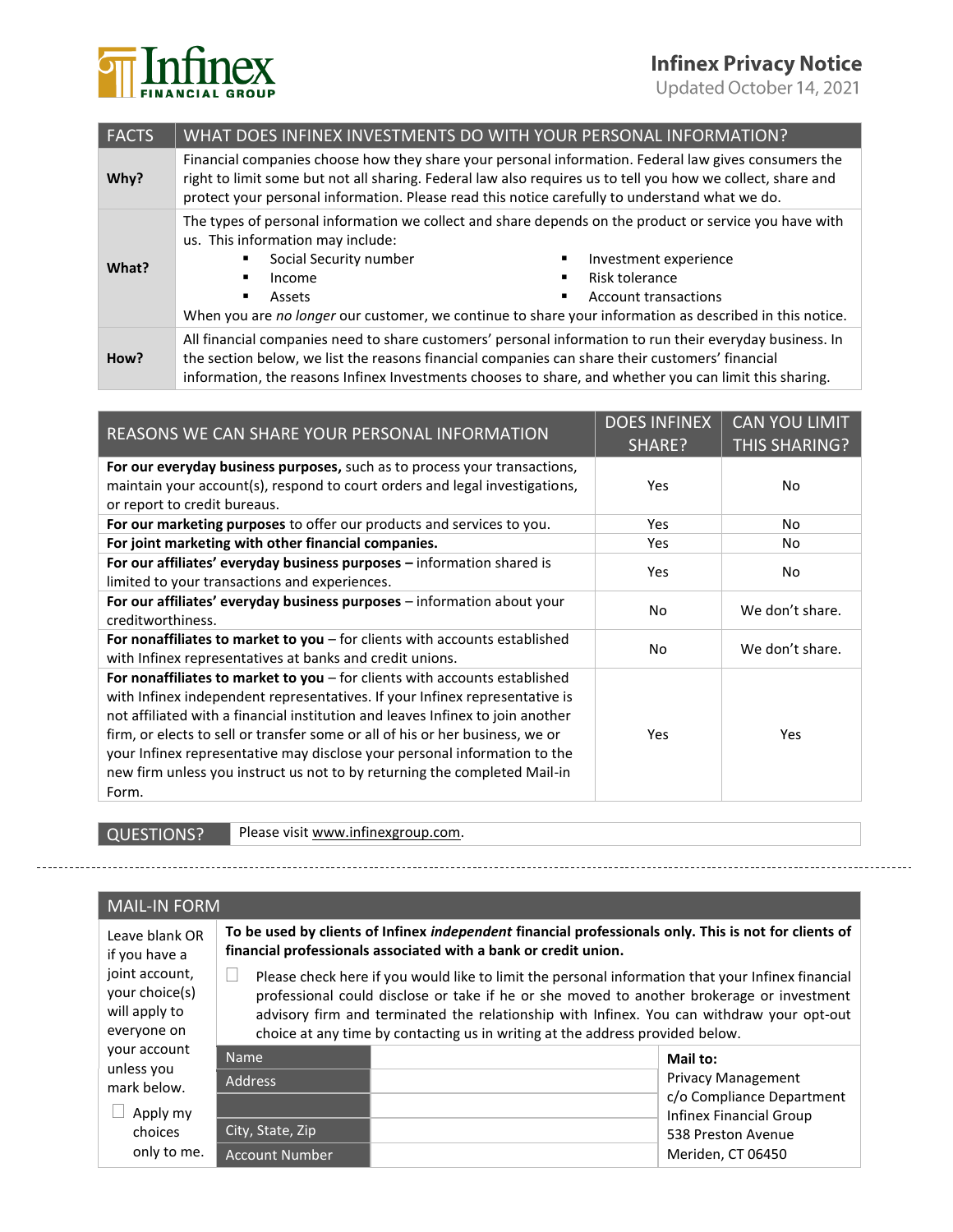**Infinex Financial Group**

# Infinex Privacy Notice

Updated October 14, 2021

| FACTS | WHAT DOES INFINEX INVESTMENTS DO WITH YOUR PERSONAL INFORMATION? |
|---|---|
| **Why?** | Financial companies choose how they share your personal information. Federal law gives consumers the right to limit some but not all sharing. Federal law also requires us to tell you how we collect, share and protect your personal information. Please read this notice carefully to understand what we do. |
| **What?** | The types of personal information we collect and share depends on the product or service you have with us. This information may include: ▪ Social Security number ▪ Income ▪ Assets ▪ Investment experience ▪ Risk tolerance ▪ Account transactions<br>When you are *no longer* our customer, we continue to share your information as described in this notice. |
| **How?** | All financial companies need to share customers' personal information to run their everyday business. In the section below, we list the reasons financial companies can share their customers' financial information, the reasons Infinex Investments chooses to share, and whether you can limit this sharing. |

| REASONS WE CAN SHARE YOUR PERSONAL INFORMATION | DOES INFINEX SHARE? | CAN YOU LIMIT THIS SHARING? |
|---|---|---|
| **For our everyday business purposes,** such as to process your transactions, maintain your account(s), respond to court orders and legal investigations, or report to credit bureaus. | Yes | No |
| **For our marketing purposes** to offer our products and services to you. | Yes | No |
| **For joint marketing with other financial companies.** | Yes | No |
| **For our affiliates' everyday business purposes –** information shared is limited to your transactions and experiences. | Yes | No |
| **For our affiliates' everyday business purposes** – information about your creditworthiness. | No | We don't share. |
| **For nonaffiliates to market to you** – for clients with accounts established with Infinex representatives at banks and credit unions. | No | We don't share. |
| **For nonaffiliates to market to you** – for clients with accounts established with Infinex independent representatives. If your Infinex representative is not affiliated with a financial institution and leaves Infinex to join another firm, or elects to sell or transfer some or all of his or her business, we or your Infinex representative may disclose your personal information to the new firm unless you instruct us not to by returning the completed Mail-in Form. | Yes | Yes |

| QUESTIONS? | Please visit www.infinexgroup.com. |
|---|---|

---

## MAIL-IN FORM

Leave blank OR if you have a joint account, your choice(s) will apply to everyone on your account unless you mark below.

☐ Apply my choices only to me.

**To be used by clients of Infinex *independent* financial professionals only. This is not for clients of financial professionals associated with a bank or credit union.**

☐ Please check here if you would like to limit the personal information that your Infinex financial professional could disclose or take if he or she moved to another brokerage or investment advisory firm and terminated the relationship with Infinex. You can withdraw your opt-out choice at any time by contacting us in writing at the address provided below.

| | |
|---|---|
| Name | |
| Address | |
| | |
| City, State, Zip | |
| Account Number | |

**Mail to:**
Privacy Management
c/o Compliance Department
Infinex Financial Group
538 Preston Avenue
Meriden, CT 06450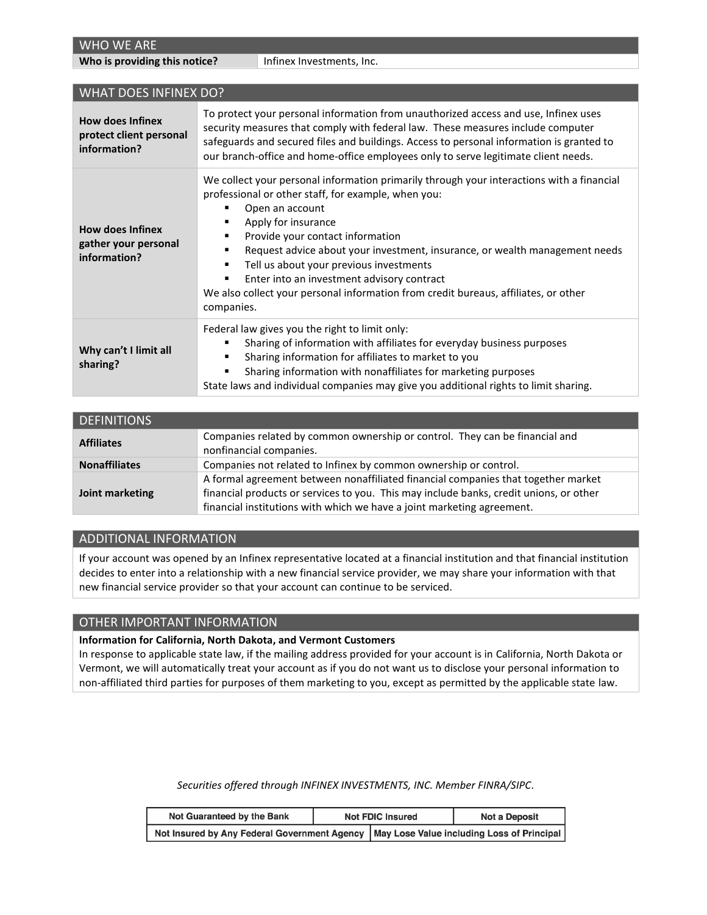| WHO WE ARE | |
|---|---|
| **Who is providing this notice?** | Infinex Investments, Inc. |

| WHAT DOES INFINEX DO? | |
|---|---|
| **How does Infinex protect client personal information?** | To protect your personal information from unauthorized access and use, Infinex uses security measures that comply with federal law. These measures include computer safeguards and secured files and buildings. Access to personal information is granted to our branch-office and home-office employees only to serve legitimate client needs. |
| **How does Infinex gather your personal information?** | We collect your personal information primarily through your interactions with a financial professional or other staff, for example, when you:<br>▪ Open an account<br>▪ Apply for insurance<br>▪ Provide your contact information<br>▪ Request advice about your investment, insurance, or wealth management needs<br>▪ Tell us about your previous investments<br>▪ Enter into an investment advisory contract<br>We also collect your personal information from credit bureaus, affiliates, or other companies. |
| **Why can't I limit all sharing?** | Federal law gives you the right to limit only:<br>▪ Sharing of information with affiliates for everyday business purposes<br>▪ Sharing information for affiliates to market to you<br>▪ Sharing information with nonaffiliates for marketing purposes<br>State laws and individual companies may give you additional rights to limit sharing. |

| DEFINITIONS | |
|---|---|
| **Affiliates** | Companies related by common ownership or control. They can be financial and nonfinancial companies. |
| **Nonaffiliates** | Companies not related to Infinex by common ownership or control. |
| **Joint marketing** | A formal agreement between nonaffiliated financial companies that together market financial products or services to you. This may include banks, credit unions, or other financial institutions with which we have a joint marketing agreement. |

## ADDITIONAL INFORMATION

If your account was opened by an Infinex representative located at a financial institution and that financial institution decides to enter into a relationship with a new financial service provider, we may share your information with that new financial service provider so that your account can continue to be serviced.

## OTHER IMPORTANT INFORMATION

**Information for California, North Dakota, and Vermont Customers**

In response to applicable state law, if the mailing address provided for your account is in California, North Dakota or Vermont, we will automatically treat your account as if you do not want us to disclose your personal information to non-affiliated third parties for purposes of them marketing to you, except as permitted by the applicable state law.

*Securities offered through INFINEX INVESTMENTS, INC. Member FINRA/SIPC.*

| | | |
|---|---|---|
| Not Guaranteed by the Bank | Not FDIC Insured | Not a Deposit |
| Not Insured by Any Federal Government Agency | May Lose Value including Loss of Principal | |